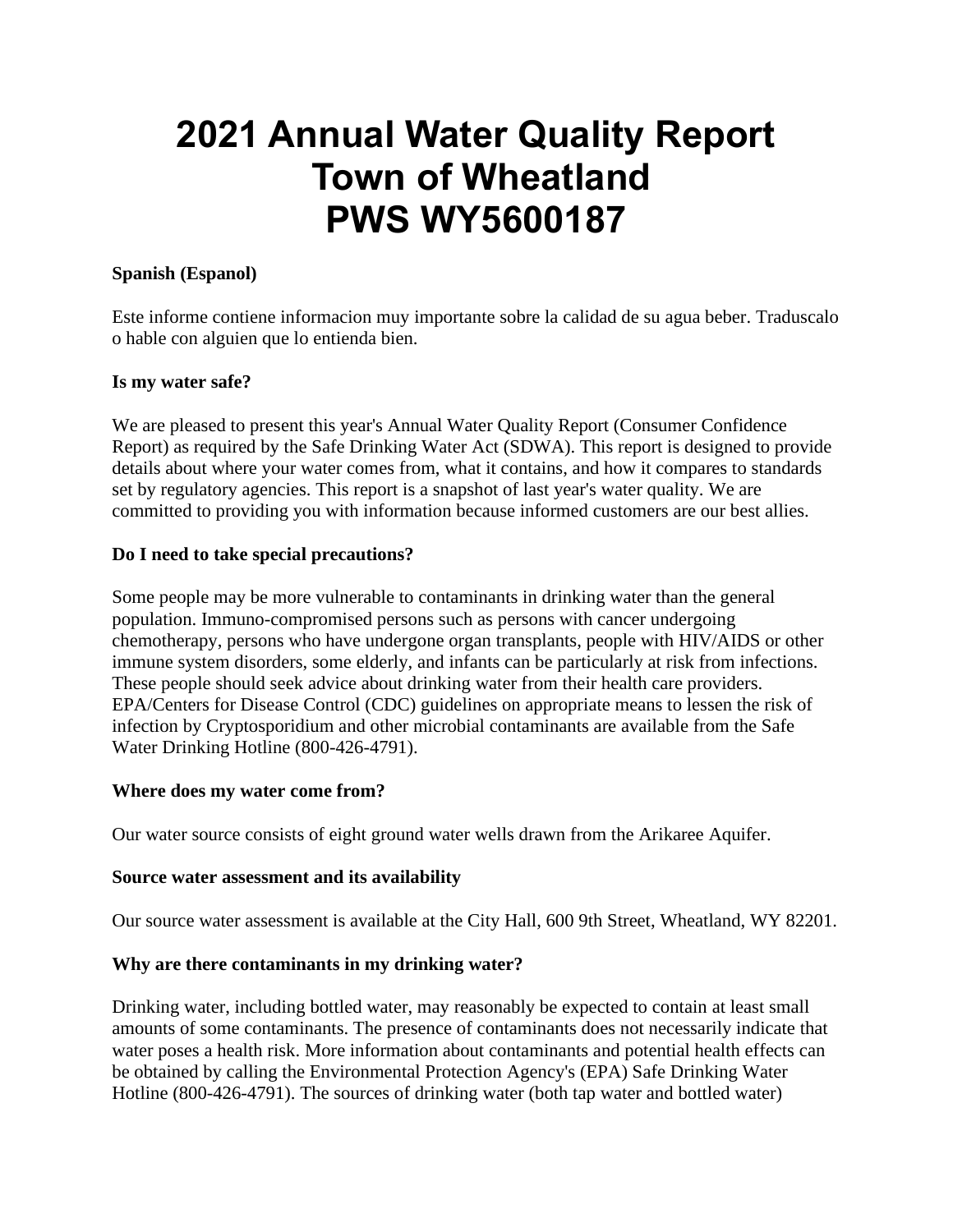# 2021 Annual Water Quality Report
# Town of Wheatland
# PWS WY5600187

**Spanish (Espanol)**

Este informe contiene informacion muy importante sobre la calidad de su agua beber. Traduscalo o hable con alguien que lo entienda bien.

**Is my water safe?**

We are pleased to present this year's Annual Water Quality Report (Consumer Confidence Report) as required by the Safe Drinking Water Act (SDWA). This report is designed to provide details about where your water comes from, what it contains, and how it compares to standards set by regulatory agencies. This report is a snapshot of last year's water quality. We are committed to providing you with information because informed customers are our best allies.

**Do I need to take special precautions?**

Some people may be more vulnerable to contaminants in drinking water than the general population. Immuno-compromised persons such as persons with cancer undergoing chemotherapy, persons who have undergone organ transplants, people with HIV/AIDS or other immune system disorders, some elderly, and infants can be particularly at risk from infections. These people should seek advice about drinking water from their health care providers. EPA/Centers for Disease Control (CDC) guidelines on appropriate means to lessen the risk of infection by Cryptosporidium and other microbial contaminants are available from the Safe Water Drinking Hotline (800-426-4791).

**Where does my water come from?**

Our water source consists of eight ground water wells drawn from the Arikaree Aquifer.

**Source water assessment and its availability**

Our source water assessment is available at the City Hall, 600 9th Street, Wheatland, WY 82201.

**Why are there contaminants in my drinking water?**

Drinking water, including bottled water, may reasonably be expected to contain at least small amounts of some contaminants. The presence of contaminants does not necessarily indicate that water poses a health risk. More information about contaminants and potential health effects can be obtained by calling the Environmental Protection Agency's (EPA) Safe Drinking Water Hotline (800-426-4791). The sources of drinking water (both tap water and bottled water)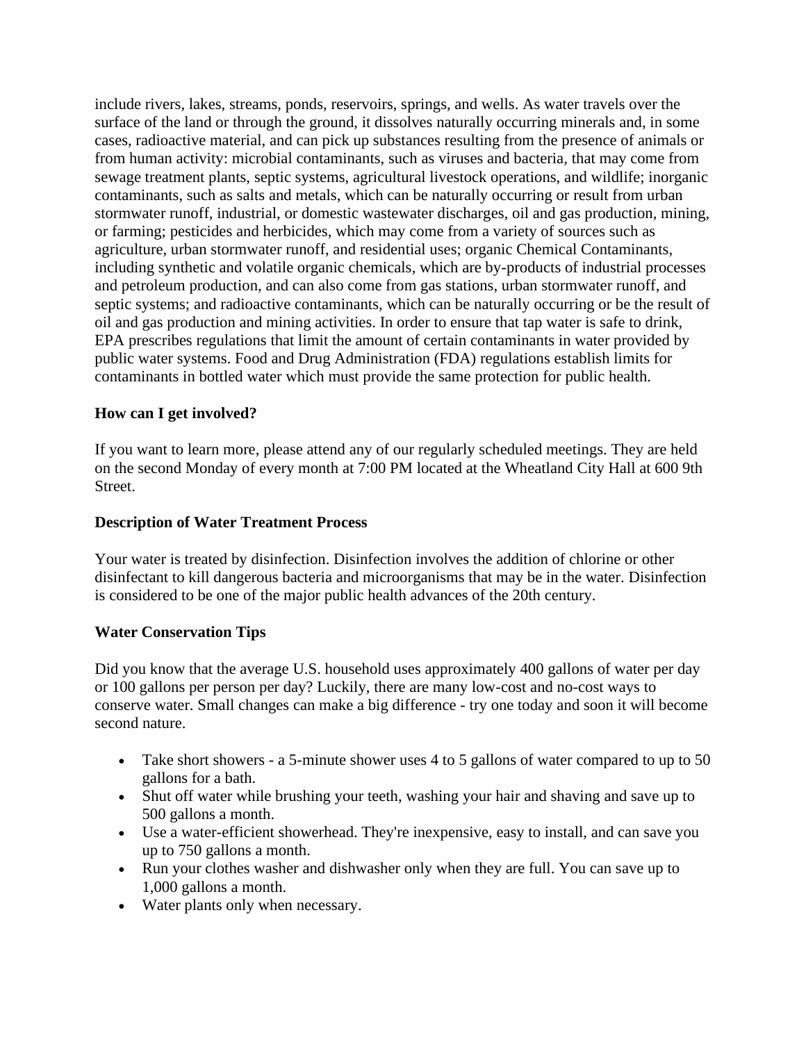include rivers, lakes, streams, ponds, reservoirs, springs, and wells. As water travels over the surface of the land or through the ground, it dissolves naturally occurring minerals and, in some cases, radioactive material, and can pick up substances resulting from the presence of animals or from human activity: microbial contaminants, such as viruses and bacteria, that may come from sewage treatment plants, septic systems, agricultural livestock operations, and wildlife; inorganic contaminants, such as salts and metals, which can be naturally occurring or result from urban stormwater runoff, industrial, or domestic wastewater discharges, oil and gas production, mining, or farming; pesticides and herbicides, which may come from a variety of sources such as agriculture, urban stormwater runoff, and residential uses; organic Chemical Contaminants, including synthetic and volatile organic chemicals, which are by-products of industrial processes and petroleum production, and can also come from gas stations, urban stormwater runoff, and septic systems; and radioactive contaminants, which can be naturally occurring or be the result of oil and gas production and mining activities. In order to ensure that tap water is safe to drink, EPA prescribes regulations that limit the amount of certain contaminants in water provided by public water systems. Food and Drug Administration (FDA) regulations establish limits for contaminants in bottled water which must provide the same protection for public health.

**How can I get involved?**

If you want to learn more, please attend any of our regularly scheduled meetings. They are held on the second Monday of every month at 7:00 PM located at the Wheatland City Hall at 600 9th Street.

**Description of Water Treatment Process**

Your water is treated by disinfection. Disinfection involves the addition of chlorine or other disinfectant to kill dangerous bacteria and microorganisms that may be in the water. Disinfection is considered to be one of the major public health advances of the 20th century.

**Water Conservation Tips**

Did you know that the average U.S. household uses approximately 400 gallons of water per day or 100 gallons per person per day? Luckily, there are many low-cost and no-cost ways to conserve water. Small changes can make a big difference - try one today and soon it will become second nature.

- Take short showers - a 5-minute shower uses 4 to 5 gallons of water compared to up to 50 gallons for a bath.
- Shut off water while brushing your teeth, washing your hair and shaving and save up to 500 gallons a month.
- Use a water-efficient showerhead. They're inexpensive, easy to install, and can save you up to 750 gallons a month.
- Run your clothes washer and dishwasher only when they are full. You can save up to 1,000 gallons a month.
- Water plants only when necessary.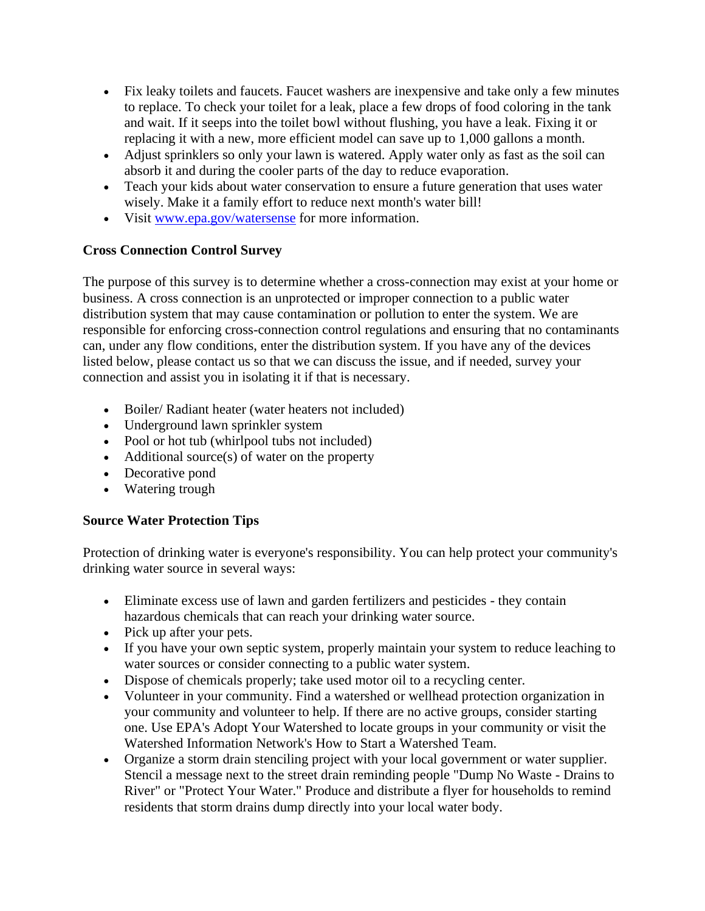- Fix leaky toilets and faucets. Faucet washers are inexpensive and take only a few minutes to replace. To check your toilet for a leak, place a few drops of food coloring in the tank and wait. If it seeps into the toilet bowl without flushing, you have a leak. Fixing it or replacing it with a new, more efficient model can save up to 1,000 gallons a month.
- Adjust sprinklers so only your lawn is watered. Apply water only as fast as the soil can absorb it and during the cooler parts of the day to reduce evaporation.
- Teach your kids about water conservation to ensure a future generation that uses water wisely. Make it a family effort to reduce next month's water bill!
- Visit [www.epa.gov/watersense](http://www.epa.gov/watersense) for more information.

**Cross Connection Control Survey**

The purpose of this survey is to determine whether a cross-connection may exist at your home or business. A cross connection is an unprotected or improper connection to a public water distribution system that may cause contamination or pollution to enter the system. We are responsible for enforcing cross-connection control regulations and ensuring that no contaminants can, under any flow conditions, enter the distribution system. If you have any of the devices listed below, please contact us so that we can discuss the issue, and if needed, survey your connection and assist you in isolating it if that is necessary.

- Boiler/ Radiant heater (water heaters not included)
- Underground lawn sprinkler system
- Pool or hot tub (whirlpool tubs not included)
- Additional source(s) of water on the property
- Decorative pond
- Watering trough

**Source Water Protection Tips**

Protection of drinking water is everyone's responsibility. You can help protect your community's drinking water source in several ways:

- Eliminate excess use of lawn and garden fertilizers and pesticides - they contain hazardous chemicals that can reach your drinking water source.
- Pick up after your pets.
- If you have your own septic system, properly maintain your system to reduce leaching to water sources or consider connecting to a public water system.
- Dispose of chemicals properly; take used motor oil to a recycling center.
- Volunteer in your community. Find a watershed or wellhead protection organization in your community and volunteer to help. If there are no active groups, consider starting one. Use EPA's Adopt Your Watershed to locate groups in your community or visit the Watershed Information Network's How to Start a Watershed Team.
- Organize a storm drain stenciling project with your local government or water supplier. Stencil a message next to the street drain reminding people "Dump No Waste - Drains to River" or "Protect Your Water." Produce and distribute a flyer for households to remind residents that storm drains dump directly into your local water body.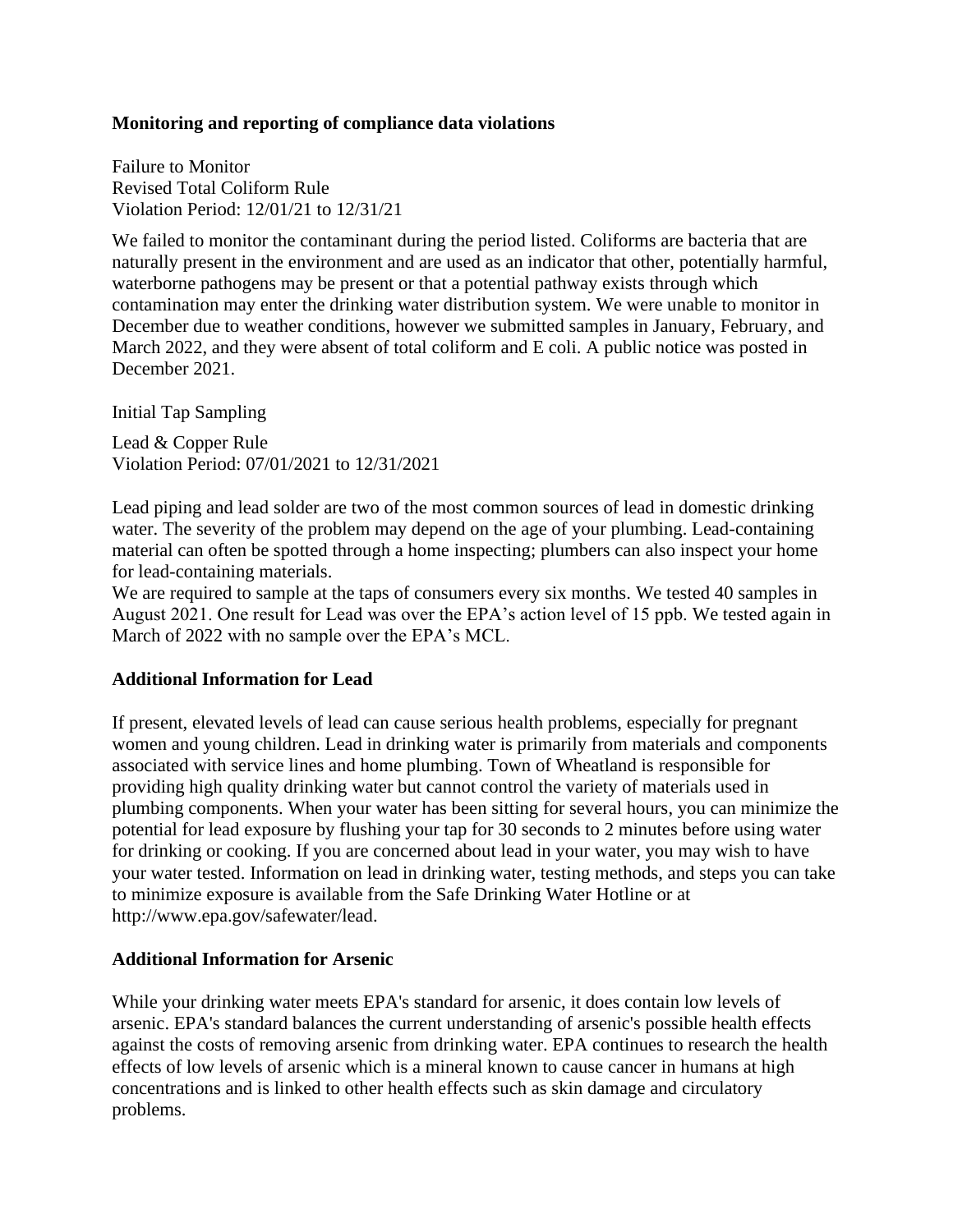**Monitoring and reporting of compliance data violations**

Failure to Monitor
Revised Total Coliform Rule
Violation Period: 12/01/21 to 12/31/21

We failed to monitor the contaminant during the period listed. Coliforms are bacteria that are naturally present in the environment and are used as an indicator that other, potentially harmful, waterborne pathogens may be present or that a potential pathway exists through which contamination may enter the drinking water distribution system. We were unable to monitor in December due to weather conditions, however we submitted samples in January, February, and March 2022, and they were absent of total coliform and E coli. A public notice was posted in December 2021.

Initial Tap Sampling

Lead & Copper Rule
Violation Period: 07/01/2021 to 12/31/2021

Lead piping and lead solder are two of the most common sources of lead in domestic drinking water. The severity of the problem may depend on the age of your plumbing. Lead-containing material can often be spotted through a home inspecting; plumbers can also inspect your home for lead-containing materials.
We are required to sample at the taps of consumers every six months. We tested 40 samples in August 2021. One result for Lead was over the EPA's action level of 15 ppb. We tested again in March of 2022 with no sample over the EPA's MCL.

**Additional Information for Lead**

If present, elevated levels of lead can cause serious health problems, especially for pregnant women and young children. Lead in drinking water is primarily from materials and components associated with service lines and home plumbing. Town of Wheatland is responsible for providing high quality drinking water but cannot control the variety of materials used in plumbing components. When your water has been sitting for several hours, you can minimize the potential for lead exposure by flushing your tap for 30 seconds to 2 minutes before using water for drinking or cooking. If you are concerned about lead in your water, you may wish to have your water tested. Information on lead in drinking water, testing methods, and steps you can take to minimize exposure is available from the Safe Drinking Water Hotline or at http://www.epa.gov/safewater/lead.

**Additional Information for Arsenic**

While your drinking water meets EPA's standard for arsenic, it does contain low levels of arsenic. EPA's standard balances the current understanding of arsenic's possible health effects against the costs of removing arsenic from drinking water. EPA continues to research the health effects of low levels of arsenic which is a mineral known to cause cancer in humans at high concentrations and is linked to other health effects such as skin damage and circulatory problems.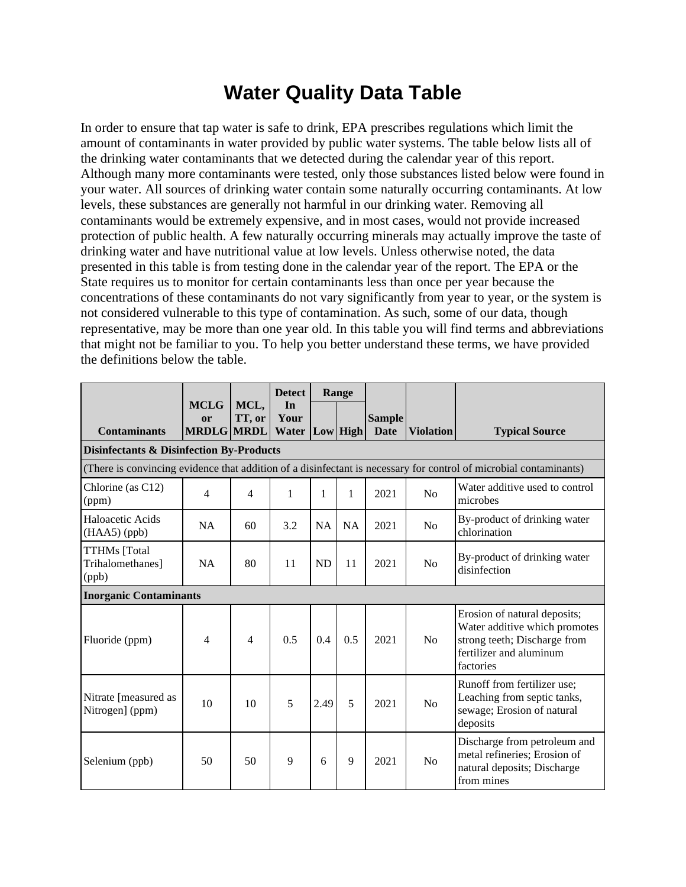# Water Quality Data Table

In order to ensure that tap water is safe to drink, EPA prescribes regulations which limit the amount of contaminants in water provided by public water systems. The table below lists all of the drinking water contaminants that we detected during the calendar year of this report. Although many more contaminants were tested, only those substances listed below were found in your water. All sources of drinking water contain some naturally occurring contaminants. At low levels, these substances are generally not harmful in our drinking water. Removing all contaminants would be extremely expensive, and in most cases, would not provide increased protection of public health. A few naturally occurring minerals may actually improve the taste of drinking water and have nutritional value at low levels. Unless otherwise noted, the data presented in this table is from testing done in the calendar year of the report. The EPA or the State requires us to monitor for certain contaminants less than once per year because the concentrations of these contaminants do not vary significantly from year to year, or the system is not considered vulnerable to this type of contamination. As such, some of our data, though representative, may be more than one year old. In this table you will find terms and abbreviations that might not be familiar to you. To help you better understand these terms, we have provided the definitions below the table.

| Contaminants | MCLG or MRDLG | MCL, TT, or MRDL | Detect In Your Water | Range | | Sample Date | Violation | Typical Source |
|---|---|---|---|---|---|---|---|---|
| | | | | Low | High | | | |
| **Disinfectants & Disinfection By-Products** | | | | | | | | |
| (There is convincing evidence that addition of a disinfectant is necessary for control of microbial contaminants) | | | | | | | | |
| Chlorine (as C12) (ppm) | 4 | 4 | 1 | 1 | 1 | 2021 | No | Water additive used to control microbes |
| Haloacetic Acids (HAA5) (ppb) | NA | 60 | 3.2 | NA | NA | 2021 | No | By-product of drinking water chlorination |
| TTHMs [Total Trihalomethanes] (ppb) | NA | 80 | 11 | ND | 11 | 2021 | No | By-product of drinking water disinfection |
| **Inorganic Contaminants** | | | | | | | | |
| Fluoride (ppm) | 4 | 4 | 0.5 | 0.4 | 0.5 | 2021 | No | Erosion of natural deposits; Water additive which promotes strong teeth; Discharge from fertilizer and aluminum factories |
| Nitrate [measured as Nitrogen] (ppm) | 10 | 10 | 5 | 2.49 | 5 | 2021 | No | Runoff from fertilizer use; Leaching from septic tanks, sewage; Erosion of natural deposits |
| Selenium (ppb) | 50 | 50 | 9 | 6 | 9 | 2021 | No | Discharge from petroleum and metal refineries; Erosion of natural deposits; Discharge from mines |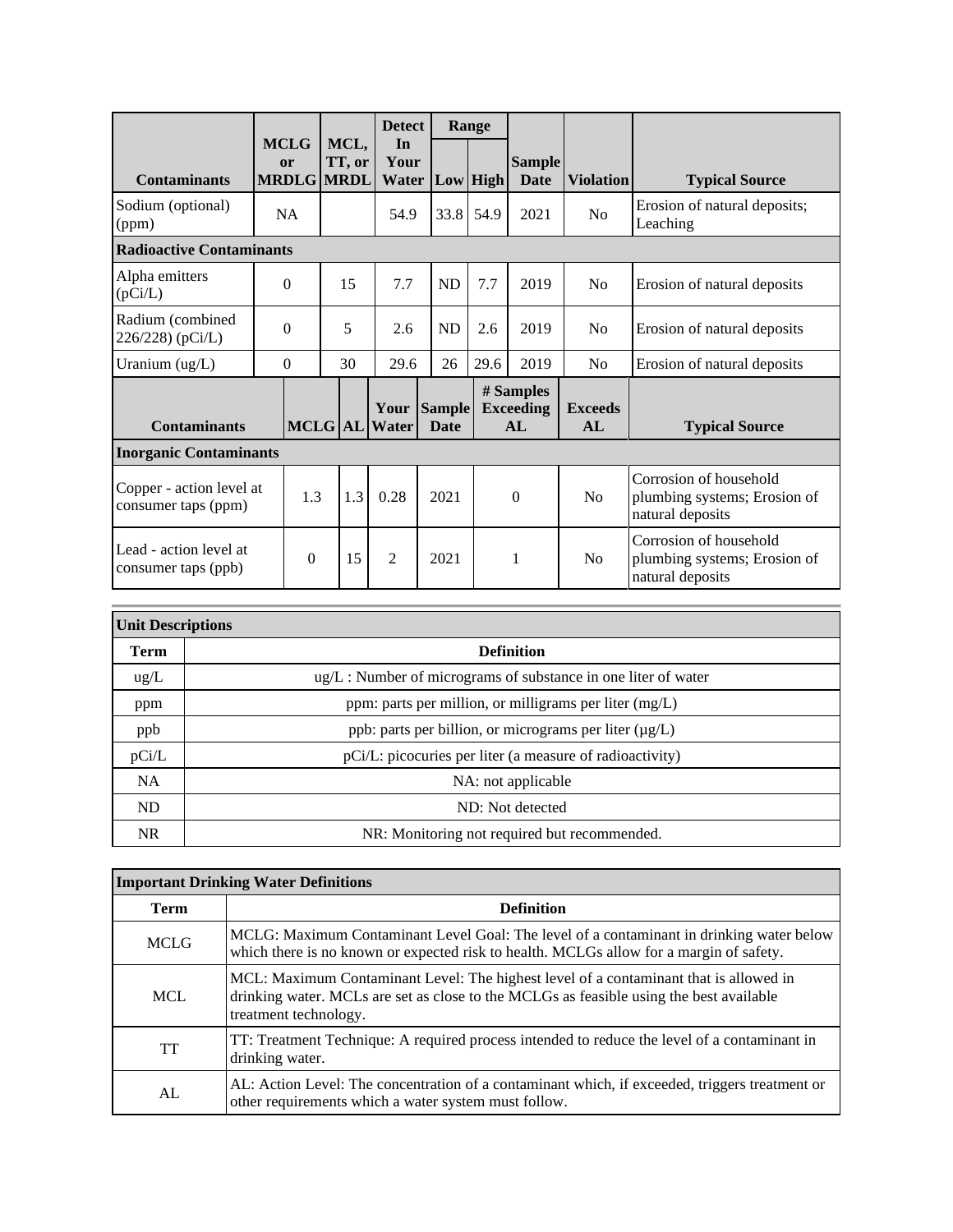| Contaminants | MCLG or MRDLG | MCL, TT, or MRDL | Detect In Your Water | Range Low | Range High | Sample Date | Violation | Typical Source |
|---|---|---|---|---|---|---|---|---|
| Sodium (optional) (ppm) | NA | | 54.9 | 33.8 | 54.9 | 2021 | No | Erosion of natural deposits; Leaching |
| **Radioactive Contaminants** | | | | | | | | |
| Alpha emitters (pCi/L) | 0 | 15 | 7.7 | ND | 7.7 | 2019 | No | Erosion of natural deposits |
| Radium (combined 226/228) (pCi/L) | 0 | 5 | 2.6 | ND | 2.6 | 2019 | No | Erosion of natural deposits |
| Uranium (ug/L) | 0 | 30 | 29.6 | 26 | 29.6 | 2019 | No | Erosion of natural deposits |

| Contaminants | MCLG | AL | Your Water | Sample Date | # Samples Exceeding AL | Exceeds AL | Typical Source |
|---|---|---|---|---|---|---|---|
| **Inorganic Contaminants** | | | | | | | |
| Copper - action level at consumer taps (ppm) | 1.3 | 1.3 | 0.28 | 2021 | 0 | No | Corrosion of household plumbing systems; Erosion of natural deposits |
| Lead - action level at consumer taps (ppb) | 0 | 15 | 2 | 2021 | 1 | No | Corrosion of household plumbing systems; Erosion of natural deposits |

| Unit Descriptions | |
|---|---|
| **Term** | **Definition** |
| ug/L | ug/L : Number of micrograms of substance in one liter of water |
| ppm | ppm: parts per million, or milligrams per liter (mg/L) |
| ppb | ppb: parts per billion, or micrograms per liter (µg/L) |
| pCi/L | pCi/L: picocuries per liter (a measure of radioactivity) |
| NA | NA: not applicable |
| ND | ND: Not detected |
| NR | NR: Monitoring not required but recommended. |

| Important Drinking Water Definitions | |
|---|---|
| **Term** | **Definition** |
| MCLG | MCLG: Maximum Contaminant Level Goal: The level of a contaminant in drinking water below which there is no known or expected risk to health. MCLGs allow for a margin of safety. |
| MCL | MCL: Maximum Contaminant Level: The highest level of a contaminant that is allowed in drinking water. MCLs are set as close to the MCLGs as feasible using the best available treatment technology. |
| TT | TT: Treatment Technique: A required process intended to reduce the level of a contaminant in drinking water. |
| AL | AL: Action Level: The concentration of a contaminant which, if exceeded, triggers treatment or other requirements which a water system must follow. |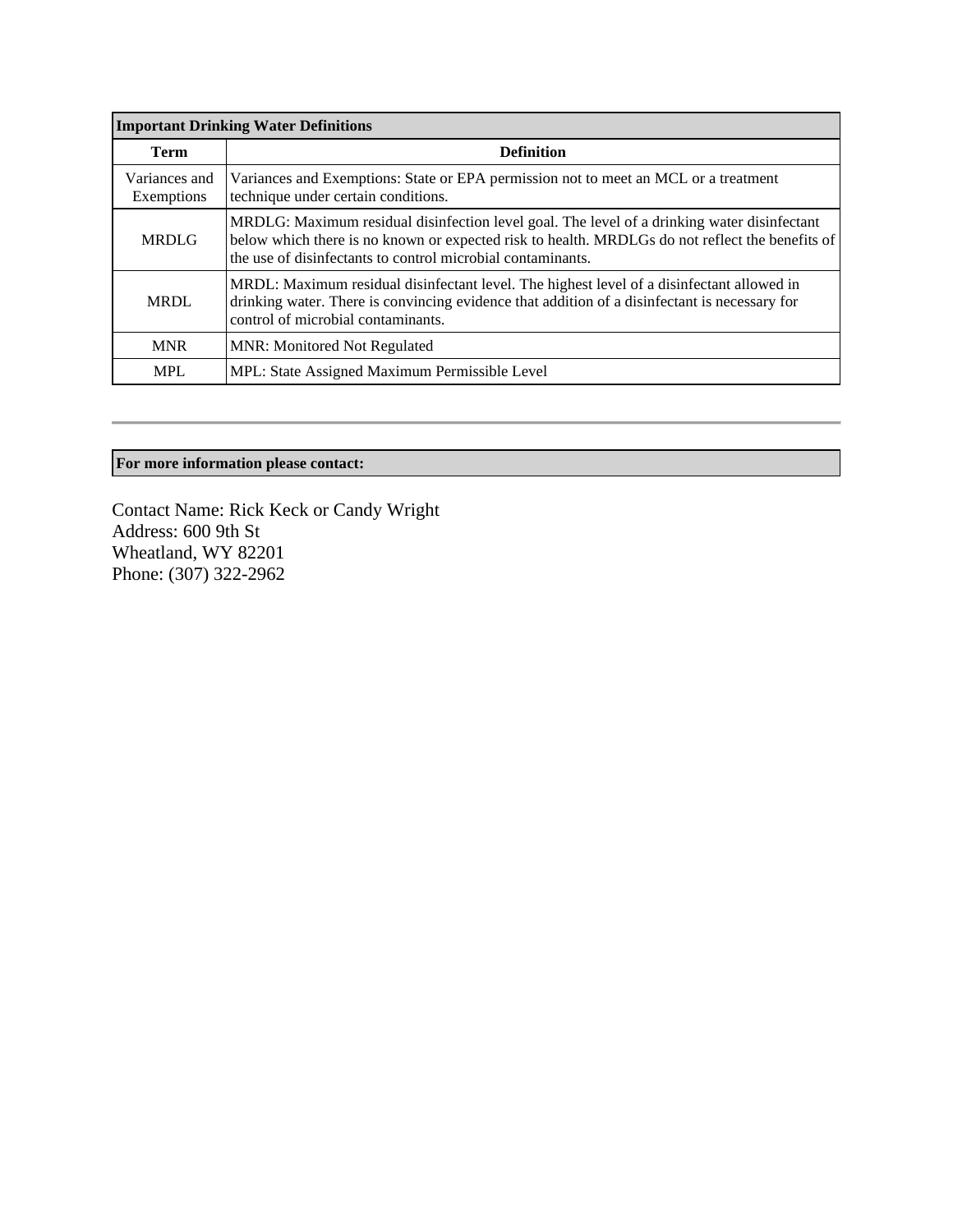| Important Drinking Water Definitions | |
|---|---|
| **Term** | **Definition** |
| Variances and Exemptions | Variances and Exemptions: State or EPA permission not to meet an MCL or a treatment technique under certain conditions. |
| MRDLG | MRDLG: Maximum residual disinfection level goal. The level of a drinking water disinfectant below which there is no known or expected risk to health. MRDLGs do not reflect the benefits of the use of disinfectants to control microbial contaminants. |
| MRDL | MRDL: Maximum residual disinfectant level. The highest level of a disinfectant allowed in drinking water. There is convincing evidence that addition of a disinfectant is necessary for control of microbial contaminants. |
| MNR | MNR: Monitored Not Regulated |
| MPL | MPL: State Assigned Maximum Permissible Level |

---

**For more information please contact:**

Contact Name: Rick Keck or Candy Wright
Address: 600 9th St
Wheatland, WY 82201
Phone: (307) 322-2962